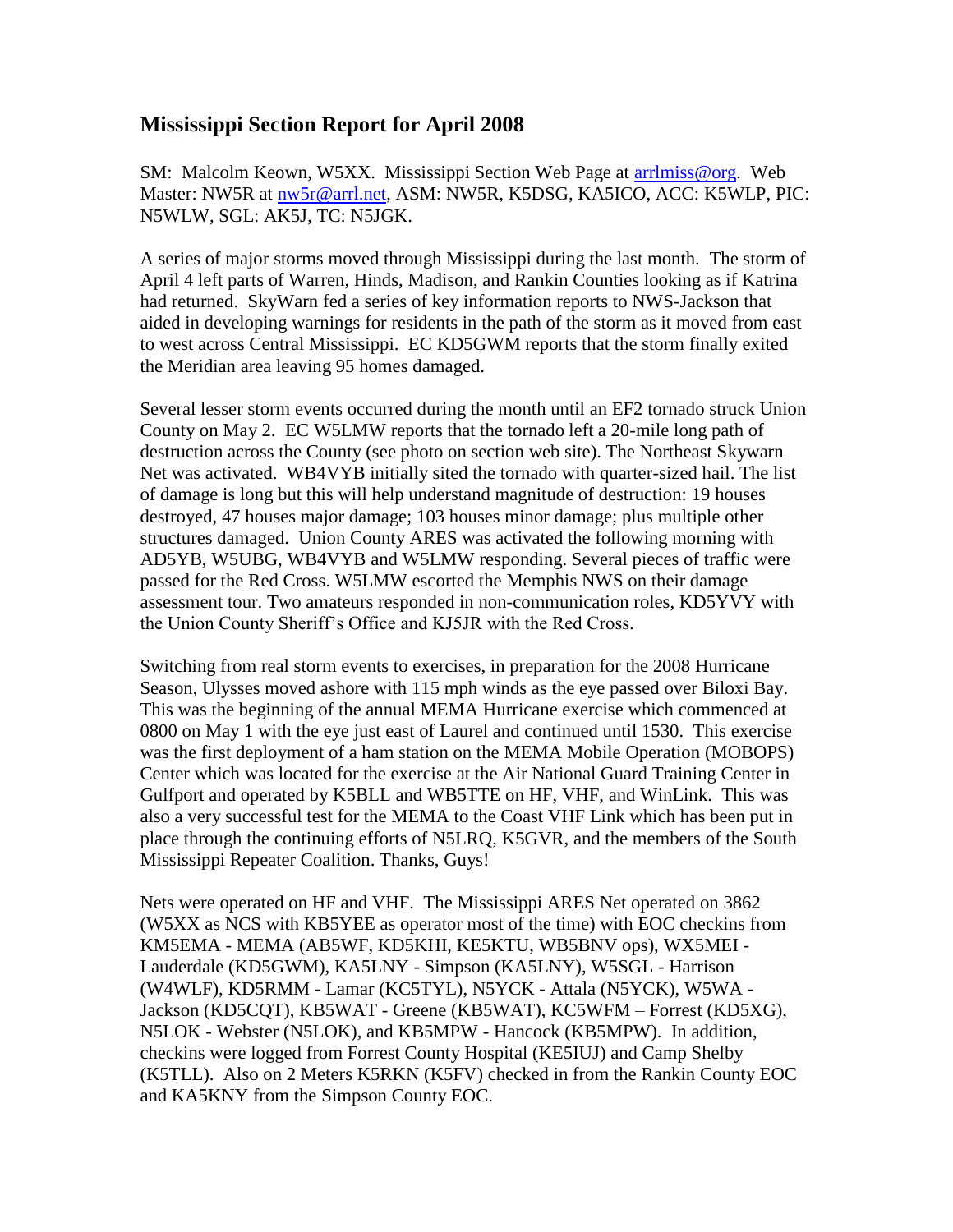## Mississippi Section Report for April 2008

SM: Malcolm Keown, W5XX. Mississippi Section Web Page at arrlmiss@org. Web Master: NW5R at nw5r@arrl.net, ASM: NW5R, K5DSG, KA5ICO, ACC: K5WLP, PIC: N5WLW, SGL: AK5J, TC: N5JGK.

A series of major storms moved through Mississippi during the last month. The storm of April 4 left parts of Warren, Hinds, Madison, and Rankin Counties looking as if Katrina had returned. SkyWarn fed a series of key information reports to NWS-Jackson that aided in developing warnings for residents in the path of the storm as it moved from east to west across Central Mississippi. EC KD5GWM reports that the storm finally exited the Meridian area leaving 95 homes damaged.

Several lesser storm events occurred during the month until an EF2 tornado struck Union County on May 2. EC W5LMW reports that the tornado left a 20-mile long path of destruction across the County (see photo on section web site). The Northeast Skywarn Net was activated. WB4VYB initially sited the tornado with quarter-sized hail. The list of damage is long but this will help understand magnitude of destruction: 19 houses destroyed, 47 houses major damage; 103 houses minor damage; plus multiple other structures damaged. Union County ARES was activated the following morning with AD5YB, W5UBG, WB4VYB and W5LMW responding. Several pieces of traffic were passed for the Red Cross. W5LMW escorted the Memphis NWS on their damage assessment tour. Two amateurs responded in non-communication roles, KD5YVY with the Union County Sheriff's Office and KJ5JR with the Red Cross.

Switching from real storm events to exercises, in preparation for the 2008 Hurricane Season, Ulysses moved ashore with 115 mph winds as the eye passed over Biloxi Bay. This was the beginning of the annual MEMA Hurricane exercise which commenced at 0800 on May 1 with the eye just east of Laurel and continued until 1530. This exercise was the first deployment of a ham station on the MEMA Mobile Operation (MOBOPS) Center which was located for the exercise at the Air National Guard Training Center in Gulfport and operated by K5BLL and WB5TTE on HF, VHF, and WinLink. This was also a very successful test for the MEMA to the Coast VHF Link which has been put in place through the continuing efforts of N5LRQ, K5GVR, and the members of the South Mississippi Repeater Coalition. Thanks, Guys!

Nets were operated on HF and VHF. The Mississippi ARES Net operated on 3862 (W5XX as NCS with KB5YEE as operator most of the time) with EOC checkins from KM5EMA - MEMA (AB5WF, KD5KHI, KE5KTU, WB5BNV ops), WX5MEI - Lauderdale (KD5GWM), KA5LNY - Simpson (KA5LNY), W5SGL - Harrison (W4WLF), KD5RMM - Lamar (KC5TYL), N5YCK - Attala (N5YCK), W5WA - Jackson (KD5CQT), KB5WAT - Greene (KB5WAT), KC5WFM – Forrest (KD5XG), N5LOK - Webster (N5LOK), and KB5MPW - Hancock (KB5MPW). In addition, checkins were logged from Forrest County Hospital (KE5IUJ) and Camp Shelby (K5TLL). Also on 2 Meters K5RKN (K5FV) checked in from the Rankin County EOC and KA5KNY from the Simpson County EOC.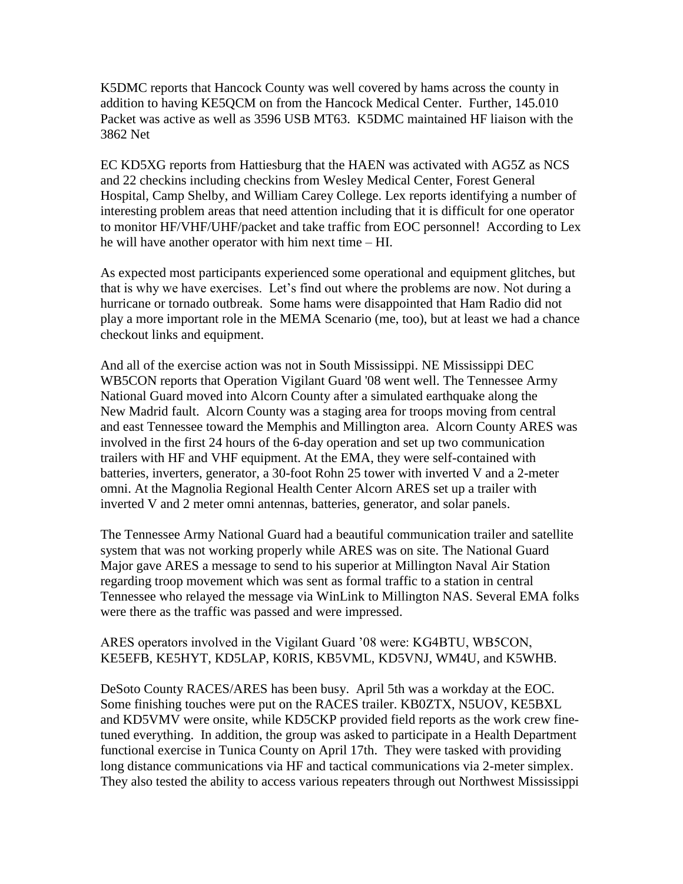K5DMC reports that Hancock County was well covered by hams across the county in addition to having KE5QCM on from the Hancock Medical Center. Further, 145.010 Packet was active as well as 3596 USB MT63. K5DMC maintained HF liaison with the 3862 Net

EC KD5XG reports from Hattiesburg that the HAEN was activated with AG5Z as NCS and 22 checkins including checkins from Wesley Medical Center, Forest General Hospital, Camp Shelby, and William Carey College. Lex reports identifying a number of interesting problem areas that need attention including that it is difficult for one operator to monitor HF/VHF/UHF/packet and take traffic from EOC personnel! According to Lex he will have another operator with him next time – HI.

As expected most participants experienced some operational and equipment glitches, but that is why we have exercises. Let's find out where the problems are now. Not during a hurricane or tornado outbreak. Some hams were disappointed that Ham Radio did not play a more important role in the MEMA Scenario (me, too), but at least we had a chance checkout links and equipment.

And all of the exercise action was not in South Mississippi. NE Mississippi DEC WB5CON reports that Operation Vigilant Guard '08 went well. The Tennessee Army National Guard moved into Alcorn County after a simulated earthquake along the New Madrid fault. Alcorn County was a staging area for troops moving from central and east Tennessee toward the Memphis and Millington area. Alcorn County ARES was involved in the first 24 hours of the 6-day operation and set up two communication trailers with HF and VHF equipment. At the EMA, they were self-contained with batteries, inverters, generator, a 30-foot Rohn 25 tower with inverted V and a 2-meter omni. At the Magnolia Regional Health Center Alcorn ARES set up a trailer with inverted V and 2 meter omni antennas, batteries, generator, and solar panels.

The Tennessee Army National Guard had a beautiful communication trailer and satellite system that was not working properly while ARES was on site. The National Guard Major gave ARES a message to send to his superior at Millington Naval Air Station regarding troop movement which was sent as formal traffic to a station in central Tennessee who relayed the message via WinLink to Millington NAS. Several EMA folks were there as the traffic was passed and were impressed.

ARES operators involved in the Vigilant Guard '08 were: KG4BTU, WB5CON, KE5EFB, KE5HYT, KD5LAP, K0RIS, KB5VML, KD5VNJ, WM4U, and K5WHB.

DeSoto County RACES/ARES has been busy. April 5th was a workday at the EOC. Some finishing touches were put on the RACES trailer. KB0ZTX, N5UOV, KE5BXL and KD5VMV were onsite, while KD5CKP provided field reports as the work crew fine-tuned everything. In addition, the group was asked to participate in a Health Department functional exercise in Tunica County on April 17th. They were tasked with providing long distance communications via HF and tactical communications via 2-meter simplex. They also tested the ability to access various repeaters through out Northwest Mississippi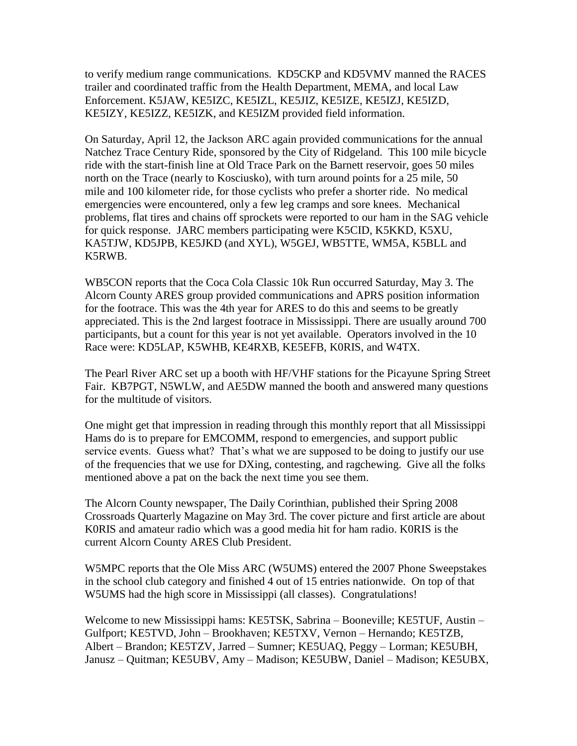to verify medium range communications. KD5CKP and KD5VMV manned the RACES trailer and coordinated traffic from the Health Department, MEMA, and local Law Enforcement. K5JAW, KE5IZC, KE5IZL, KE5JIZ, KE5IZE, KE5IZJ, KE5IZD, KE5IZY, KE5IZZ, KE5IZK, and KE5IZM provided field information.

On Saturday, April 12, the Jackson ARC again provided communications for the annual Natchez Trace Century Ride, sponsored by the City of Ridgeland. This 100 mile bicycle ride with the start-finish line at Old Trace Park on the Barnett reservoir, goes 50 miles north on the Trace (nearly to Kosciusko), with turn around points for a 25 mile, 50 mile and 100 kilometer ride, for those cyclists who prefer a shorter ride. No medical emergencies were encountered, only a few leg cramps and sore knees. Mechanical problems, flat tires and chains off sprockets were reported to our ham in the SAG vehicle for quick response. JARC members participating were K5CID, K5KKD, K5XU, KA5TJW, KD5JPB, KE5JKD (and XYL), W5GEJ, WB5TTE, WM5A, K5BLL and K5RWB.

WB5CON reports that the Coca Cola Classic 10k Run occurred Saturday, May 3. The Alcorn County ARES group provided communications and APRS position information for the footrace. This was the 4th year for ARES to do this and seems to be greatly appreciated. This is the 2nd largest footrace in Mississippi. There are usually around 700 participants, but a count for this year is not yet available. Operators involved in the 10 Race were: KD5LAP, K5WHB, KE4RXB, KE5EFB, K0RIS, and W4TX.

The Pearl River ARC set up a booth with HF/VHF stations for the Picayune Spring Street Fair. KB7PGT, N5WLW, and AE5DW manned the booth and answered many questions for the multitude of visitors.

One might get that impression in reading through this monthly report that all Mississippi Hams do is to prepare for EMCOMM, respond to emergencies, and support public service events. Guess what? That's what we are supposed to be doing to justify our use of the frequencies that we use for DXing, contesting, and ragchewing. Give all the folks mentioned above a pat on the back the next time you see them.

The Alcorn County newspaper, The Daily Corinthian, published their Spring 2008 Crossroads Quarterly Magazine on May 3rd. The cover picture and first article are about K0RIS and amateur radio which was a good media hit for ham radio. K0RIS is the current Alcorn County ARES Club President.

W5MPC reports that the Ole Miss ARC (W5UMS) entered the 2007 Phone Sweepstakes in the school club category and finished 4 out of 15 entries nationwide. On top of that W5UMS had the high score in Mississippi (all classes). Congratulations!

Welcome to new Mississippi hams: KE5TSK, Sabrina – Booneville; KE5TUF, Austin – Gulfport; KE5TVD, John – Brookhaven; KE5TXV, Vernon – Hernando; KE5TZB, Albert – Brandon; KE5TZV, Jarred – Sumner; KE5UAQ, Peggy – Lorman; KE5UBH, Janusz – Quitman; KE5UBV, Amy – Madison; KE5UBW, Daniel – Madison; KE5UBX,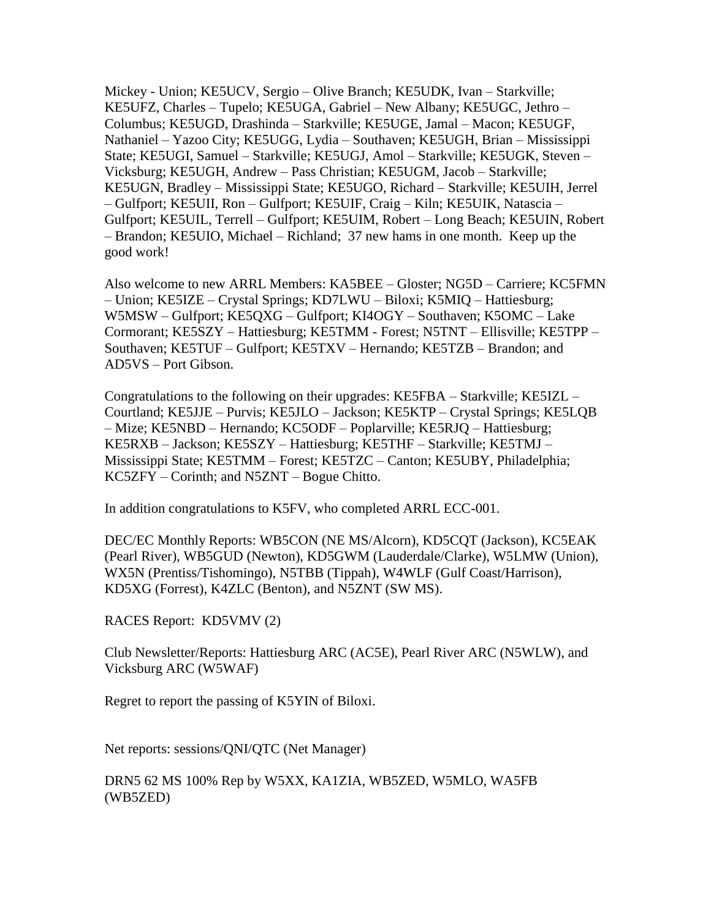Mickey - Union; KE5UCV, Sergio – Olive Branch; KE5UDK, Ivan – Starkville; KE5UFZ, Charles – Tupelo; KE5UGA, Gabriel – New Albany; KE5UGC, Jethro – Columbus; KE5UGD, Drashinda – Starkville; KE5UGE, Jamal – Macon; KE5UGF, Nathaniel – Yazoo City; KE5UGG, Lydia – Southaven; KE5UGH, Brian – Mississippi State; KE5UGI, Samuel – Starkville; KE5UGJ, Amol – Starkville; KE5UGK, Steven – Vicksburg; KE5UGH, Andrew – Pass Christian; KE5UGM, Jacob – Starkville; KE5UGN, Bradley – Mississippi State; KE5UGO, Richard – Starkville; KE5UIH, Jerrel – Gulfport; KE5UII, Ron – Gulfport; KE5UIF, Craig – Kiln; KE5UIK, Natascia – Gulfport; KE5UIL, Terrell – Gulfport; KE5UIM, Robert – Long Beach; KE5UIN, Robert – Brandon; KE5UIO, Michael – Richland; 37 new hams in one month. Keep up the good work!

Also welcome to new ARRL Members: KA5BEE – Gloster; NG5D – Carriere; KC5FMN – Union; KE5IZE – Crystal Springs; KD7LWU – Biloxi; K5MIQ – Hattiesburg; W5MSW – Gulfport; KE5QXG – Gulfport; KI4OGY – Southaven; K5OMC – Lake Cormorant; KE5SZY – Hattiesburg; KE5TMM - Forest; N5TNT – Ellisville; KE5TPP – Southaven; KE5TUF – Gulfport; KE5TXV – Hernando; KE5TZB – Brandon; and AD5VS – Port Gibson.

Congratulations to the following on their upgrades: KE5FBA – Starkville; KE5IZL – Courtland; KE5JJE – Purvis; KE5JLO – Jackson; KE5KTP – Crystal Springs; KE5LQB – Mize; KE5NBD – Hernando; KC5ODF – Poplarville; KE5RJQ – Hattiesburg; KE5RXB – Jackson; KE5SZY – Hattiesburg; KE5THF – Starkville; KE5TMJ – Mississippi State; KE5TMM – Forest; KE5TZC – Canton; KE5UBY, Philadelphia; KC5ZFY – Corinth; and N5ZNT – Bogue Chitto.

In addition congratulations to K5FV, who completed ARRL ECC-001.

DEC/EC Monthly Reports: WB5CON (NE MS/Alcorn), KD5CQT (Jackson), KC5EAK (Pearl River), WB5GUD (Newton), KD5GWM (Lauderdale/Clarke), W5LMW (Union), WX5N (Prentiss/Tishomingo), N5TBB (Tippah), W4WLF (Gulf Coast/Harrison), KD5XG (Forrest), K4ZLC (Benton), and N5ZNT (SW MS).

RACES Report: KD5VMV (2)

Club Newsletter/Reports: Hattiesburg ARC (AC5E), Pearl River ARC (N5WLW), and Vicksburg ARC (W5WAF)

Regret to report the passing of K5YIN of Biloxi.

Net reports: sessions/QNI/QTC (Net Manager)

DRN5 62 MS 100% Rep by W5XX, KA1ZIA, WB5ZED, W5MLO, WA5FB (WB5ZED)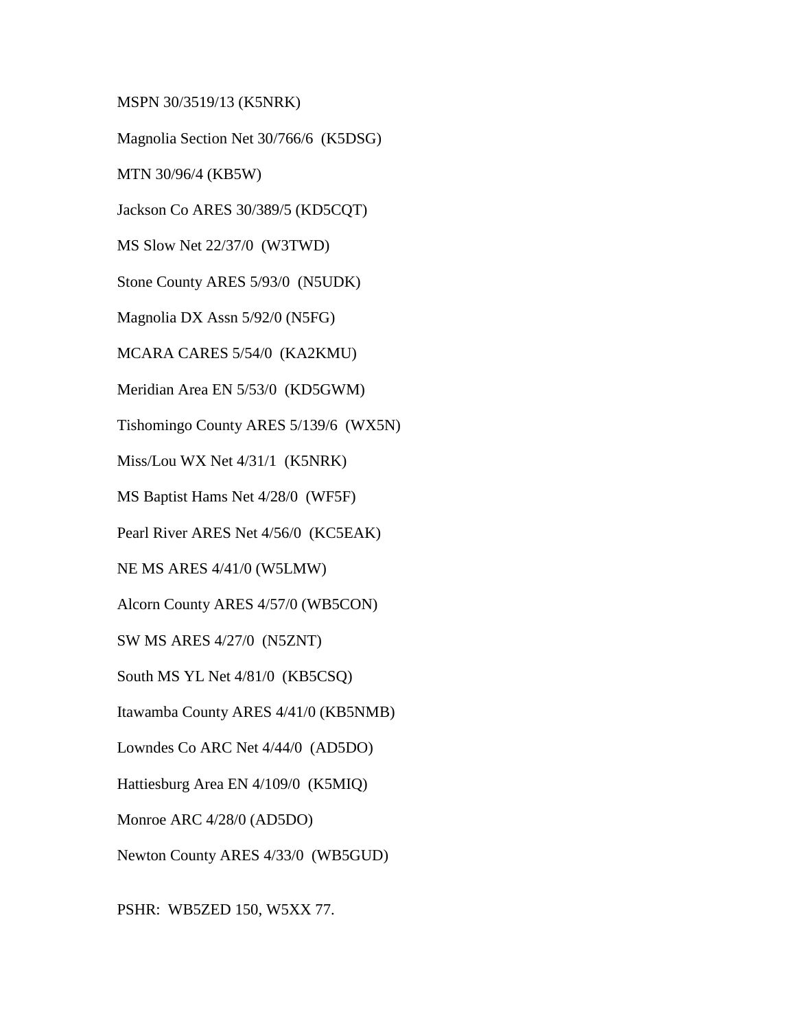MSPN 30/3519/13 (K5NRK)

Magnolia Section Net 30/766/6 (K5DSG)

MTN 30/96/4 (KB5W)

Jackson Co ARES 30/389/5 (KD5CQT)

MS Slow Net 22/37/0 (W3TWD)

Stone County ARES 5/93/0 (N5UDK)

Magnolia DX Assn 5/92/0 (N5FG)

MCARA CARES 5/54/0 (KA2KMU)

Meridian Area EN 5/53/0 (KD5GWM)

Tishomingo County ARES 5/139/6 (WX5N)

Miss/Lou WX Net 4/31/1 (K5NRK)

MS Baptist Hams Net 4/28/0 (WF5F)

Pearl River ARES Net 4/56/0 (KC5EAK)

NE MS ARES 4/41/0 (W5LMW)

Alcorn County ARES 4/57/0 (WB5CON)

SW MS ARES 4/27/0 (N5ZNT)

South MS YL Net 4/81/0 (KB5CSQ)

Itawamba County ARES 4/41/0 (KB5NMB)

Lowndes Co ARC Net 4/44/0 (AD5DO)

Hattiesburg Area EN 4/109/0 (K5MIQ)

Monroe ARC 4/28/0 (AD5DO)

Newton County ARES 4/33/0 (WB5GUD)

PSHR: WB5ZED 150, W5XX 77.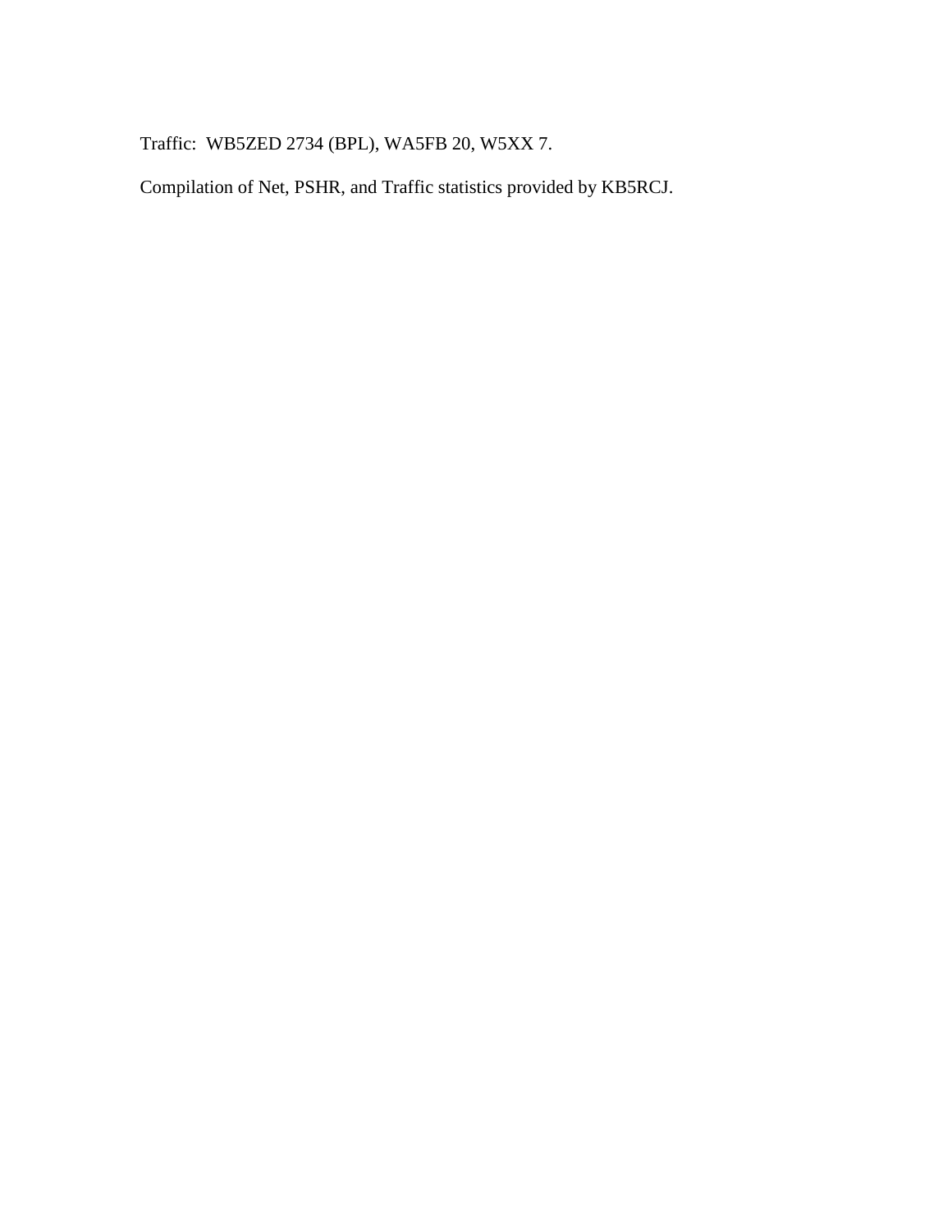Traffic: WB5ZED 2734 (BPL), WA5FB 20, W5XX 7.

Compilation of Net, PSHR, and Traffic statistics provided by KB5RCJ.